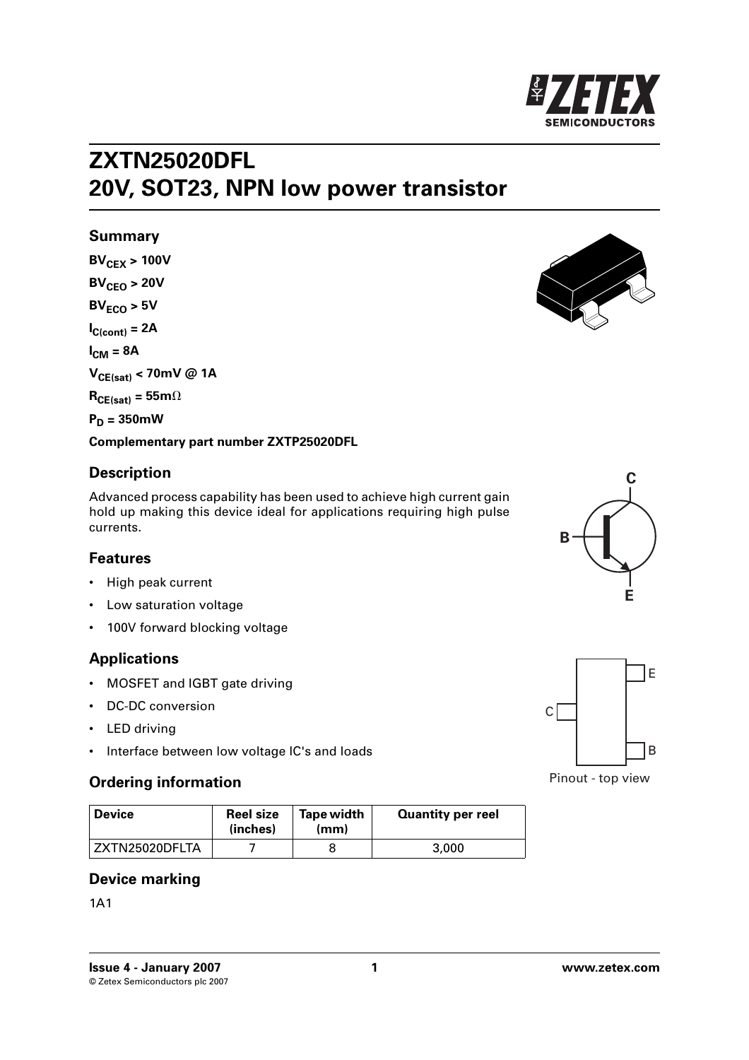# ZXTN25020DFL
# 20V, SOT23, NPN low power transistor

## Summary

**$BV_{CEX}$ > 100V**

**$BV_{CEO}$ > 20V**

**$BV_{ECO}$ > 5V**

**$I_{C(cont)}$ = 2A**

**$I_{CM}$ = 8A**

**$V_{CE(sat)}$ < 70mV @ 1A**

**$R_{CE(sat)}$ = 55m$\Omega$**

**$P_D$ = 350mW**

**Complementary part number ZXTP25020DFL**

## Description

Advanced process capability has been used to achieve high current gain hold up making this device ideal for applications requiring high pulse currents.

## Features

- High peak current
- Low saturation voltage
- 100V forward blocking voltage

## Applications

- MOSFET and IGBT gate driving
- DC-DC conversion
- LED driving
- Interface between low voltage IC's and loads

Pinout - top view

## Ordering information

| Device | Reel size (inches) | Tape width (mm) | Quantity per reel |
|---|---|---|---|
| ZXTN25020DFLTA | 7 | 8 | 3,000 |

## Device marking

1A1

**Issue 4 - January 2007**
© Zetex Semiconductors plc 2007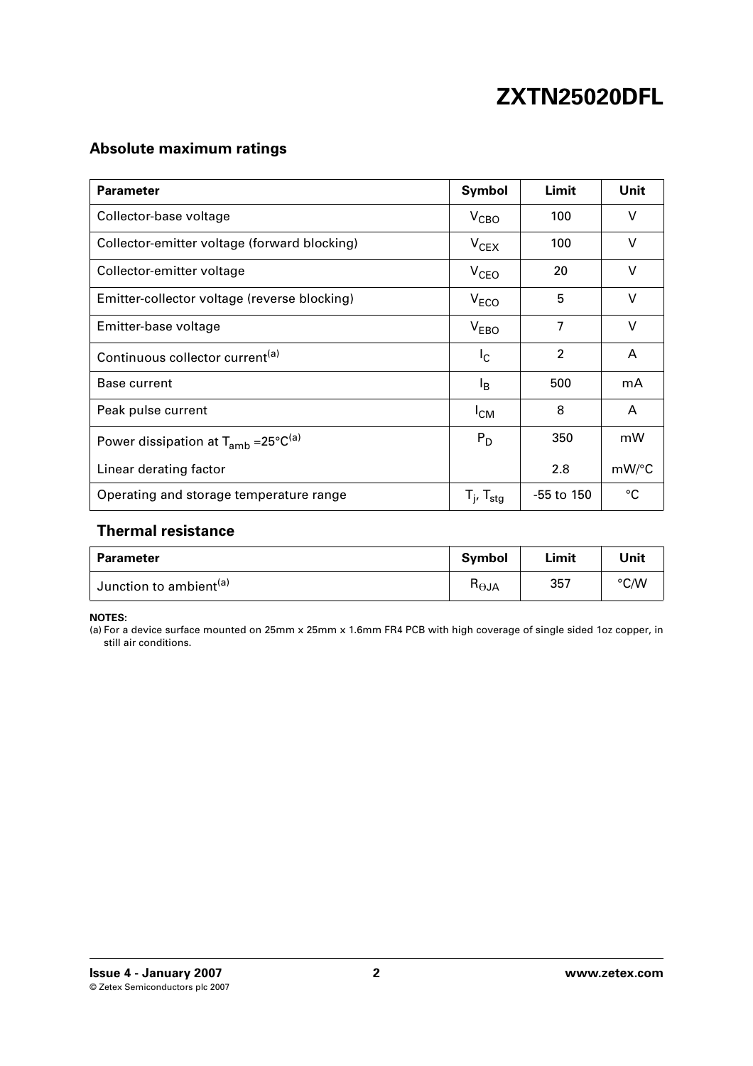# ZXTN25020DFL

## Absolute maximum ratings

| Parameter | Symbol | Limit | Unit |
|---|---|---|---|
| Collector-base voltage | $V_{CBO}$ | 100 | V |
| Collector-emitter voltage (forward blocking) | $V_{CEX}$ | 100 | V |
| Collector-emitter voltage | $V_{CEO}$ | 20 | V |
| Emitter-collector voltage (reverse blocking) | $V_{ECO}$ | 5 | V |
| Emitter-base voltage | $V_{EBO}$ | 7 | V |
| Continuous collector current[(a)] | $I_C$ | 2 | A |
| Base current | $I_B$ | 500 | mA |
| Peak pulse current | $I_{CM}$ | 8 | A |
| Power dissipation at $T_{amb}$ =25°C[(a)] | $P_D$ | 350 | mW |
| Linear derating factor | | 2.8 | mW/°C |
| Operating and storage temperature range | $T_j$, $T_{stg}$ | -55 to 150 | °C |

## Thermal resistance

| Parameter | Symbol | Limit | Unit |
|---|---|---|---|
| Junction to ambient[(a)] | $R_{\Theta JA}$ | 357 | °C/W |

**NOTES:**

(a) For a device surface mounted on 25mm x 25mm x 1.6mm FR4 PCB with high coverage of single sided 1oz copper, in still air conditions.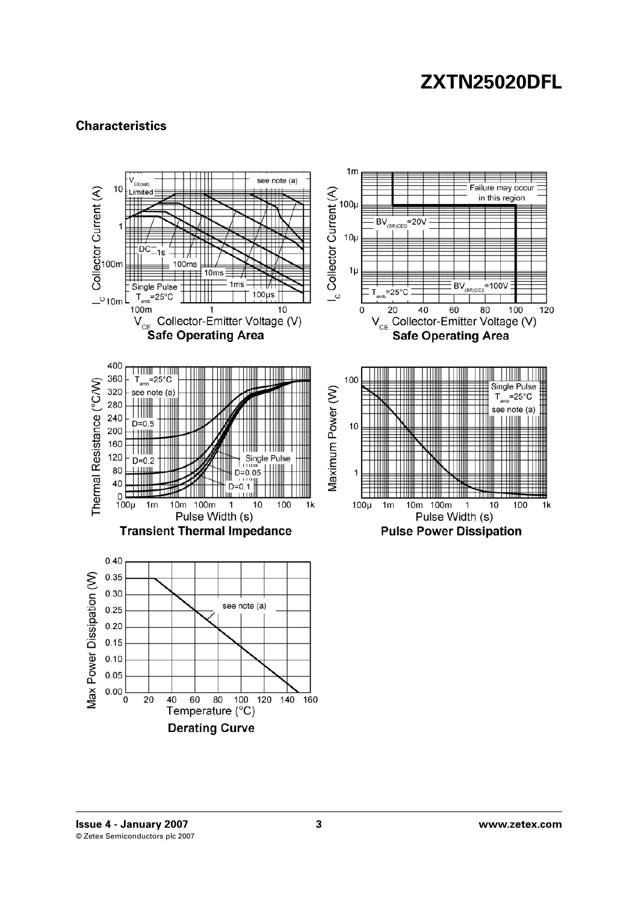## Characteristics

Safe Operating Area

Safe Operating Area

Transient Thermal Impedance

Pulse Power Dissipation

Derating Curve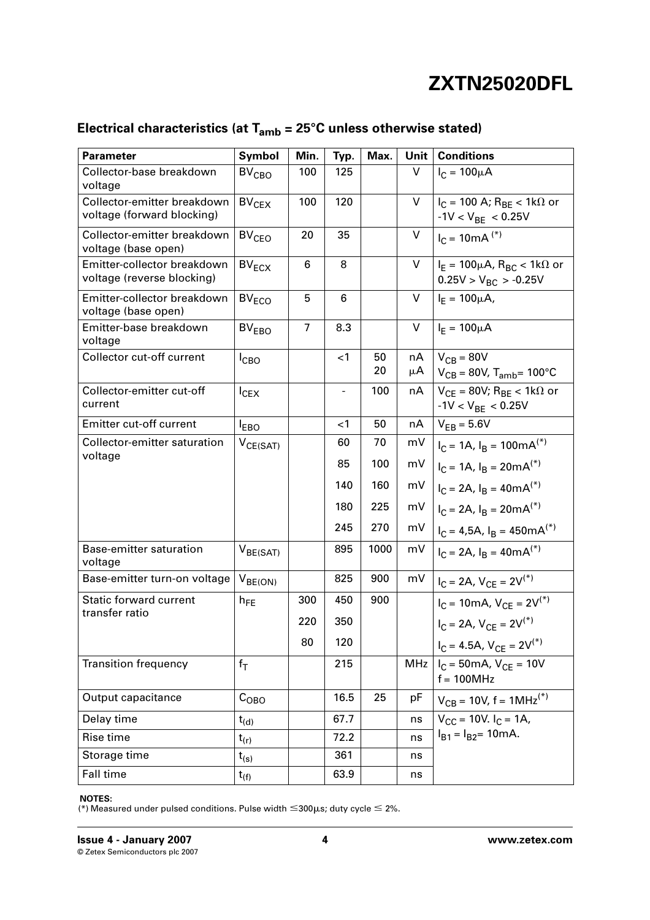# ZXTN25020DFL

## Electrical characteristics (at $T_{amb}$ = 25°C unless otherwise stated)

| Parameter | Symbol | Min. | Typ. | Max. | Unit | Conditions |
|---|---|---|---|---|---|---|
| Collector-base breakdown voltage | $BV_{CBO}$ | 100 | 125 | | V | $I_C$ = 100μA |
| Collector-emitter breakdown voltage (forward blocking) | $BV_{CEX}$ | 100 | 120 | | V | $I_C$ = 100 A; $R_{BE}$ < 1kΩ or -1V < $V_{BE}$ < 0.25V |
| Collector-emitter breakdown voltage (base open) | $BV_{CEO}$ | 20 | 35 | | V | $I_C$ = 10mA (*) |
| Emitter-collector breakdown voltage (reverse blocking) | $BV_{ECX}$ | 6 | 8 | | V | $I_E$ = 100μA, $R_{BC}$ < 1kΩ or 0.25V > $V_{BC}$ > -0.25V |
| Emitter-collector breakdown voltage (base open) | $BV_{ECO}$ | 5 | 6 | | V | $I_E$ = 100μA, |
| Emitter-base breakdown voltage | $BV_{EBO}$ | 7 | 8.3 | | V | $I_E$ = 100μA |
| Collector cut-off current | $I_{CBO}$ | | <1 | 50 | nA | $V_{CB}$ = 80V |
| | | | | 20 | μA | $V_{CB}$ = 80V, $T_{amb}$= 100°C |
| Collector-emitter cut-off current | $I_{CEX}$ | | - | 100 | nA | $V_{CE}$ = 80V; $R_{BE}$ < 1kΩ or -1V < $V_{BE}$ < 0.25V |
| Emitter cut-off current | $I_{EBO}$ | | <1 | 50 | nA | $V_{EB}$ = 5.6V |
| Collector-emitter saturation voltage | $V_{CE(SAT)}$ | | 60 | 70 | mV | $I_C$ = 1A, $I_B$ = 100mA(*) |
| | | | 85 | 100 | mV | $I_C$ = 1A, $I_B$ = 20mA(*) |
| | | | 140 | 160 | mV | $I_C$ = 2A, $I_B$ = 40mA(*) |
| | | | 180 | 225 | mV | $I_C$ = 2A, $I_B$ = 20mA(*) |
| | | | 245 | 270 | mV | $I_C$ = 4,5A, $I_B$ = 450mA(*) |
| Base-emitter saturation voltage | $V_{BE(SAT)}$ | | 895 | 1000 | mV | $I_C$ = 2A, $I_B$ = 40mA(*) |
| Base-emitter turn-on voltage | $V_{BE(ON)}$ | | 825 | 900 | mV | $I_C$ = 2A, $V_{CE}$ = 2V(*) |
| Static forward current transfer ratio | $h_{FE}$ | 300 | 450 | 900 | | $I_C$ = 10mA, $V_{CE}$ = 2V(*) |
| | | 220 | 350 | | | $I_C$ = 2A, $V_{CE}$ = 2V(*) |
| | | 80 | 120 | | | $I_C$ = 4.5A, $V_{CE}$ = 2V(*) |
| Transition frequency | $f_T$ | | 215 | | MHz | $I_C$ = 50mA, $V_{CE}$ = 10V f = 100MHz |
| Output capacitance | $C_{OBO}$ | | 16.5 | 25 | pF | $V_{CB}$ = 10V, f = 1MHz(*) |
| Delay time | $t_{(d)}$ | | 67.7 | | ns | $V_{CC}$ = 10V. $I_C$ = 1A, $I_{B1}$ = $I_{B2}$= 10mA. |
| Rise time | $t_{(r)}$ | | 72.2 | | ns | |
| Storage time | $t_{(s)}$ | | 361 | | ns | |
| Fall time | $t_{(f)}$ | | 63.9 | | ns | |

**NOTES:**
(*) Measured under pulsed conditions. Pulse width ≤300μs; duty cycle ≤ 2%.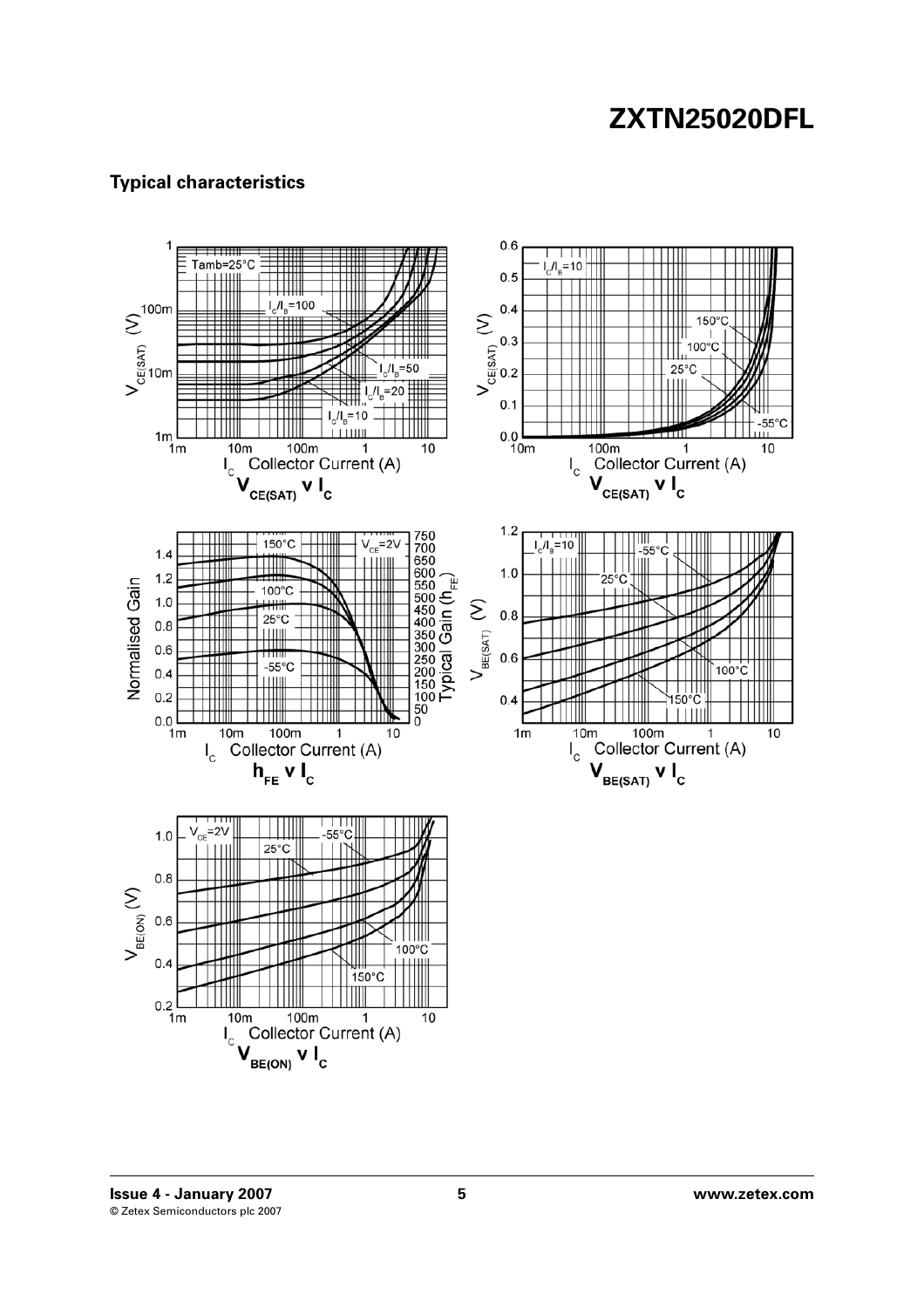## Typical characteristics

$V_{CE(SAT)}$ v $I_C$

$V_{CE(SAT)}$ v $I_C$

$h_{FE}$ v $I_C$

$V_{BE(SAT)}$ v $I_C$

$V_{BE(ON)}$ v $I_C$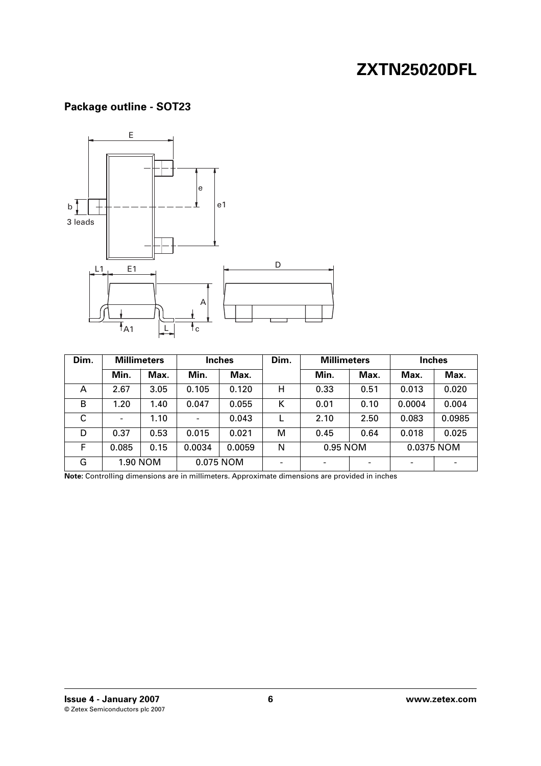# ZXTN25020DFL

## Package outline - SOT23

| Dim. | Millimeters | | Inches | | Dim. | Millimeters | | Inches | |
|---|---|---|---|---|---|---|---|---|---|
| | Min. | Max. | Min. | Max. | | Min. | Max. | Max. | Max. |
| A | 2.67 | 3.05 | 0.105 | 0.120 | H | 0.33 | 0.51 | 0.013 | 0.020 |
| B | 1.20 | 1.40 | 0.047 | 0.055 | K | 0.01 | 0.10 | 0.0004 | 0.004 |
| C | - | 1.10 | - | 0.043 | L | 2.10 | 2.50 | 0.083 | 0.0985 |
| D | 0.37 | 0.53 | 0.015 | 0.021 | M | 0.45 | 0.64 | 0.018 | 0.025 |
| F | 0.085 | 0.15 | 0.0034 | 0.0059 | N | 0.95 NOM | | 0.0375 NOM | |
| G | 1.90 NOM | | 0.075 NOM | | - | - | - | - | - |

**Note:** Controlling dimensions are in millimeters. Approximate dimensions are provided in inches

**Issue 4 - January 2007**
© Zetex Semiconductors plc 2007

**www.zetex.com**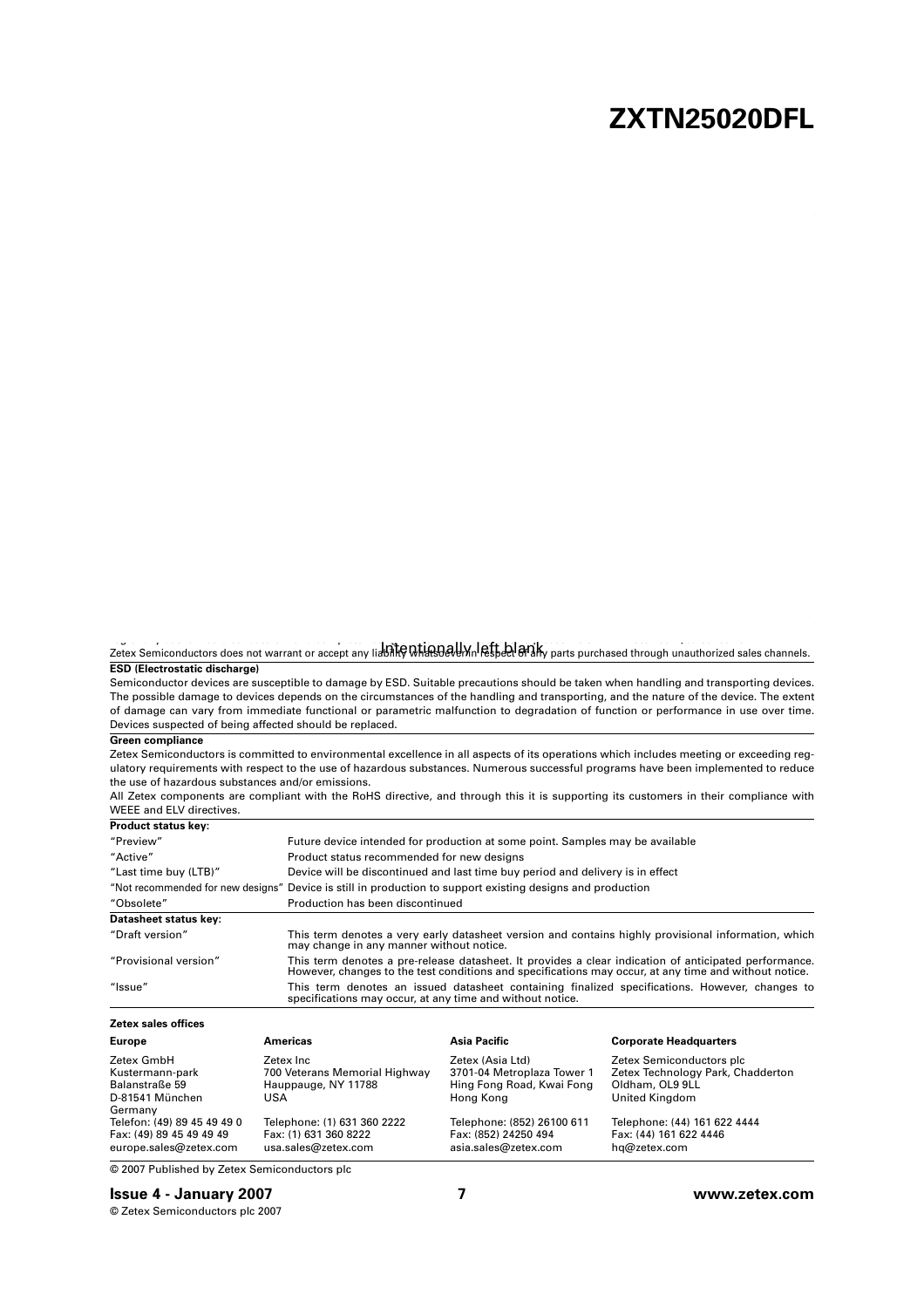Intentionally left blank

Zetex Semiconductors does not warrant or accept any liability whatsoever in respect of any parts purchased through unauthorized sales channels.

**ESD (Electrostatic discharge)**

Semiconductor devices are susceptible to damage by ESD. Suitable precautions should be taken when handling and transporting devices. The possible damage to devices depends on the circumstances of the handling and transporting, and the nature of the device. The extent of damage can vary from immediate functional or parametric malfunction to degradation of function or performance in use over time. Devices suspected of being affected should be replaced.

**Green compliance**

Zetex Semiconductors is committed to environmental excellence in all aspects of its operations which includes meeting or exceeding regulatory requirements with respect to the use of hazardous substances. Numerous successful programs have been implemented to reduce the use of hazardous substances and/or emissions.

All Zetex components are compliant with the RoHS directive, and through this it is supporting its customers in their compliance with WEEE and ELV directives.

**Product status key:**

| | |
|---|---|
| "Preview" | Future device intended for production at some point. Samples may be available |
| "Active" | Product status recommended for new designs |
| "Last time buy (LTB)" | Device will be discontinued and last time buy period and delivery is in effect |
| "Not recommended for new designs" | Device is still in production to support existing designs and production |
| "Obsolete" | Production has been discontinued |

**Datasheet status key:**

| | |
|---|---|
| "Draft version" | This term denotes a very early datasheet version and contains highly provisional information, which may change in any manner without notice. |
| "Provisional version" | This term denotes a pre-release datasheet. It provides a clear indication of anticipated performance. However, changes to the test conditions and specifications may occur, at any time and without notice. |
| "Issue" | This term denotes an issued datasheet containing finalized specifications. However, changes to specifications may occur, at any time and without notice. |

**Zetex sales offices**

| Europe | Americas | Asia Pacific | Corporate Headquarters |
|---|---|---|---|
| Zetex GmbH<br>Kustermann-park<br>Balanstraße 59<br>D-81541 München<br>Germany<br>Telefon: (49) 89 45 49 49 0<br>Fax: (49) 89 45 49 49 49<br>europe.sales@zetex.com | Zetex Inc<br>700 Veterans Memorial Highway<br>Hauppauge, NY 11788<br>USA<br>Telephone: (1) 631 360 2222<br>Fax: (1) 631 360 8222<br>usa.sales@zetex.com | Zetex (Asia Ltd)<br>3701-04 Metroplaza Tower 1<br>Hing Fong Road, Kwai Fong<br>Hong Kong<br>Telephone: (852) 26100 611<br>Fax: (852) 24250 494<br>asia.sales@zetex.com | Zetex Semiconductors plc<br>Zetex Technology Park, Chadderton<br>Oldham, OL9 9LL<br>United Kingdom<br>Telephone: (44) 161 622 4444<br>Fax: (44) 161 622 4446<br>hq@zetex.com |

© 2007 Published by Zetex Semiconductors plc